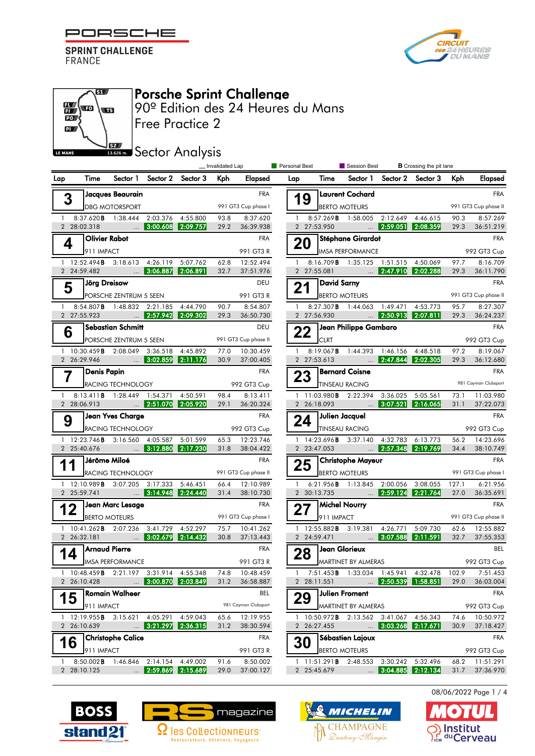# Porsche Sprint Challenge

## 90º Edition des 24 Heures du Mans

## Free Practice 2

## Sector Analysis

_ Invalidated Lap | Personal Best | Session Best | B Crossing the pit lane

| Lap | Time | Sector 1 | Sector 2 | Sector 3 | Kph | Elapsed |
|---|---|---|---|---|---|---|
| **3 Jacques Beaurain** — DBG MOTORSPORT — FRA — 991 GT3 Cup phase I | | | | | | |
| 1 | 8:37.620B | 1:38.444 | 2:03.376 | 4:55.800 | 93.8 | 8:37.620 |
| 2 | 28:02.318 | ... | 3:00.608 | 2:09.757 | 29.2 | 36:39.938 |
| **4 Olivier Rabot** — 911 IMPACT — FRA — 991 GT3 R | | | | | | |
| 1 | 12:52.494B | 3:18.613 | 4:26.119 | 5:07.762 | 62.8 | 12:52.494 |
| 2 | 24:59.482 | ... | 3:06.887 | 2:06.891 | 32.7 | 37:51.976 |
| **5 Jörg Dreisow** — PORSCHE ZENTRUM 5 SEEN — DEU — 991 GT3 R | | | | | | |
| 1 | 8:54.807B | 1:48.832 | 2:21.185 | 4:44.790 | 90.7 | 8:54.807 |
| 2 | 27:55.923 | ... | 2:57.942 | 2:09.302 | 29.3 | 36:50.730 |
| **6 Sebastian Schmitt** — PORSCHE ZENTRUM 5 SEEN — DEU — 991 GT3 Cup phase II | | | | | | |
| 1 | 10:30.459B | 2:08.049 | 3:36.518 | 4:45.892 | 77.0 | 10:30.459 |
| 2 | 26:29.946 | ... | 3:02.859 | 2:11.176 | 30.9 | 37:00.405 |
| **7 Denis Papin** — RACING TECHNOLOGY — FRA — 992 GT3 Cup | | | | | | |
| 1 | 8:13.411B | 1:28.449 | 1:54.371 | 4:50.591 | 98.4 | 8:13.411 |
| 2 | 28:06.913 | ... | 2:51.070 | 2:05.920 | 29.1 | 36:20.324 |
| **9 Jean Yves Charge** — RACING TECHNOLOGY — FRA — 992 GT3 Cup | | | | | | |
| 1 | 12:23.746B | 3:16.560 | 4:05.587 | 5:01.599 | 65.3 | 12:23.746 |
| 2 | 25:40.676 | ... | 3:12.880 | 2:17.230 | 31.8 | 38:04.422 |
| **11 Jérôme Miloé** — RACING TECHNOLOGY — FRA — 991 GT3 Cup phase II | | | | | | |
| 1 | 12:10.989B | 3:07.205 | 3:17.333 | 5:46.451 | 66.4 | 12:10.989 |
| 2 | 25:59.741 | ... | 3:14.948 | 2:24.440 | 31.4 | 38:10.730 |
| **12 Jean Marc Lesage** — BERTO MOTEURS — FRA — 991 GT3 Cup phase I | | | | | | |
| 1 | 10:41.262B | 2:07.236 | 3:41.729 | 4:52.297 | 75.7 | 10:41.262 |
| 2 | 26:32.181 | ... | 3:02.679 | 2:14.432 | 30.8 | 37:13.443 |
| **14 Arnaud Pierre** — IMSA PERFORMANCE — FRA — 991 GT3 R | | | | | | |
| 1 | 10:48.459B | 2:21.197 | 3:31.914 | 4:55.348 | 74.8 | 10:48.459 |
| 2 | 26:10.428 | ... | 3:00.870 | 2:03.849 | 31.2 | 36:58.887 |
| **15 Romain Walheer** — 911 IMPACT — BEL — 981 Cayman Clubsport | | | | | | |
| 1 | 12:19.955B | 3:15.621 | 4:05.291 | 4:59.043 | 65.6 | 12:19.955 |
| 2 | 26:10.639 | ... | 3:21.297 | 2:36.315 | 31.2 | 38:30.594 |
| **16 Christophe Calice** — 911 IMPACT — FRA — 991 GT3 R | | | | | | |
| 1 | 8:50.002B | 1:46.846 | 2:14.154 | 4:49.002 | 91.6 | 8:50.002 |
| 2 | 28:10.125 | ... | 2:59.869 | 2:15.689 | 29.0 | 37:00.127 |
| **19 Laurent Cochard** — BERTO MOTEURS — FRA — 991 GT3 Cup phase II | | | | | | |
| 1 | 8:57.269B | 1:58.005 | 2:12.649 | 4:46.615 | 90.3 | 8:57.269 |
| 2 | 27:53.950 | ... | 2:59.051 | 2:08.359 | 29.3 | 36:51.219 |
| **20 Stéphane Girardot** — IMSA PERFORMANCE — FRA — 992 GT3 Cup | | | | | | |
| 1 | 8:16.709B | 1:35.125 | 1:51.515 | 4:50.069 | 97.7 | 8:16.709 |
| 2 | 27:55.081 | ... | 2:47.910 | 2:02.288 | 29.3 | 36:11.790 |
| **21 David Sarny** — BERTO MOTEURS — FRA — 991 GT3 Cup phase II | | | | | | |
| 1 | 8:27.307B | 1:44.063 | 1:49.471 | 4:53.773 | 95.7 | 8:27.307 |
| 2 | 27:56.930 | ... | 2:50.913 | 2:07.811 | 29.3 | 36:24.237 |
| **22 Jean Philippe Gambaro** — CLRT — FRA — 992 GT3 Cup | | | | | | |
| 1 | 8:19.067B | 1:44.393 | 1:46.156 | 4:48.518 | 97.2 | 8:19.067 |
| 2 | 27:53.613 | ... | 2:47.844 | 2:02.305 | 29.3 | 36:12.680 |
| **23 Bernard Coisne** — TINSEAU RACING — FRA — 981 Cayman Clubsport | | | | | | |
| 1 | 11:03.980B | 2:22.394 | 3:36.025 | 5:05.561 | 73.1 | 11:03.980 |
| 2 | 26:18.093 | ... | 3:07.521 | 2:16.065 | 31.1 | 37:22.073 |
| **24 Julien Jacquel** — TINSEAU RACING — FRA — 992 GT3 Cup | | | | | | |
| 1 | 14:23.696B | 3:37.140 | 4:32.783 | 6:13.773 | 56.2 | 14:23.696 |
| 2 | 23:47.053 | ... | 2:57.348 | 2:19.769 | 34.4 | 38:10.749 |
| **25 Christophe Mayeur** — BERTO MOTEURS — FRA — 991 GT3 Cup phase I | | | | | | |
| 1 | 6:21.956B | 1:13.845 | 2:00.056 | 3:08.055 | 127.1 | 6:21.956 |
| 2 | 30:13.735 | ... | 2:59.124 | 2:21.764 | 27.0 | 36:35.691 |
| **27 Michel Nourry** — 911 IMPACT — FRA — 991 GT3 Cup phase II | | | | | | |
| 1 | 12:55.882B | 3:19.381 | 4:26.771 | 5:09.730 | 62.6 | 12:55.882 |
| 2 | 24:59.471 | ... | 3:07.588 | 2:11.591 | 32.7 | 37:55.353 |
| **28 Jean Glorieux** — MARTINET BY ALMERAS — BEL — 992 GT3 Cup | | | | | | |
| 1 | 7:51.453B | 1:33.034 | 1:45.941 | 4:32.478 | 102.9 | 7:51.453 |
| 2 | 28:11.551 | ... | 2:50.539 | 1:58.851 | 29.0 | 36:03.004 |
| **29 Julien Froment** — MARTINET BY ALMERAS — FRA — 992 GT3 Cup | | | | | | |
| 1 | 10:50.972B | 2:13.562 | 3:41.067 | 4:56.343 | 74.6 | 10:50.972 |
| 2 | 26:27.455 | ... | 3:03.268 | 2:17.671 | 30.9 | 37:18.427 |
| **30 Sébastien Lajoux** — BERTO MOTEURS — FRA — 992 GT3 Cup | | | | | | |
| 1 | 11:51.291B | 2:48.553 | 3:30.242 | 5:32.496 | 68.2 | 11:51.291 |
| 2 | 25:45.679 | ... | 3:04.885 | 2:12.134 | 31.7 | 37:36.970 |

08/06/2022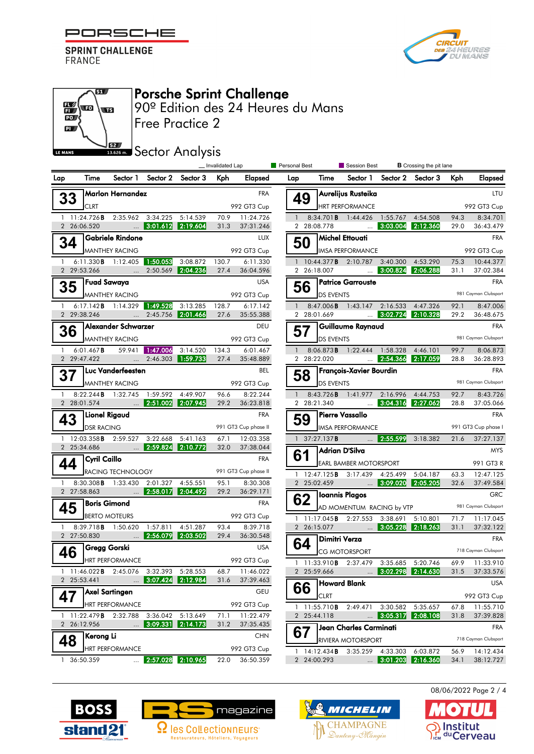# Porsche Sprint Challenge

90º Edition des 24 Heures du Mans

Free Practice 2

## Sector Analysis

_ Invalidated Lap | Personal Best | Session Best | **B** Crossing the pit lane

| Lap | Time | Sector 1 | Sector 2 | Sector 3 | Kph | Elapsed |
|---|---|---|---|---|---|---|
| **33** | **Marlon Hernandez** — CLRT | | | FRA | | 992 GT3 Cup |
| 1 | 11:24.726**B** | 2:35.962 | 3:34.225 | 5:14.539 | 70.9 | 11:24.726 |
| 2 | 26:06.520 | ... | 3:01.612 | 2:19.604 | 31.3 | 37:31.246 |
| **34** | **Gabriele Rindone** — MANTHEY RACING | | | LUX | | 992 GT3 Cup |
| 1 | 6:11.330**B** | 1:12.405 | 1:50.053 | 3:08.872 | 130.7 | 6:11.330 |
| 2 | 29:53.266 | ... | 2:50.569 | 2:04.236 | 27.4 | 36:04.596 |
| **35** | **Fuad Sawaya** — MANTHEY RACING | | | USA | | 992 GT3 Cup |
| 1 | 6:17.142**B** | 1:14.329 | 1:49.528 | 3:13.285 | 128.7 | 6:17.142 |
| 2 | 29:38.246 | ... | 2:45.756 | 2:01.466 | 27.6 | 35:55.388 |
| **36** | **Alexander Schwarzer** — MANTHEY RACING | | | DEU | | 992 GT3 Cup |
| 1 | 6:01.467**B** | 59.941 | 1:47.006 | 3:14.520 | 134.3 | 6:01.467 |
| 2 | 29:47.422 | ... | 2:46.303 | 1:59.733 | 27.4 | 35:48.889 |
| **37** | **Luc Vanderfeesten** — MANTHEY RACING | | | BEL | | 992 GT3 Cup |
| 1 | 8:22.244**B** | 1:32.745 | 1:59.592 | 4:49.907 | 96.6 | 8:22.244 |
| 2 | 28:01.574 | ... | 2:51.002 | 2:07.945 | 29.2 | 36:23.818 |
| **43** | **Lionel Rigaud** — DSR RACING | | | FRA | | 991 GT3 Cup phase II |
| 1 | 12:03.358**B** | 2:59.527 | 3:22.668 | 5:41.163 | 67.1 | 12:03.358 |
| 2 | 25:34.686 | ... | 2:59.824 | 2:10.772 | 32.0 | 37:38.044 |
| **44** | **Cyril Caillo** — RACING TECHNOLOGY | | | FRA | | 991 GT3 Cup phase II |
| 1 | 8:30.308**B** | 1:33.430 | 2:01.327 | 4:55.551 | 95.1 | 8:30.308 |
| 2 | 27:58.863 | ... | 2:58.017 | 2:04.492 | 29.2 | 36:29.171 |
| **45** | **Boris Gimond** — BERTO MOTEURS | | | FRA | | 992 GT3 Cup |
| 1 | 8:39.718**B** | 1:50.620 | 1:57.811 | 4:51.287 | 93.4 | 8:39.718 |
| 2 | 27:50.830 | ... | 2:56.079 | 2:03.502 | 29.4 | 36:30.548 |
| **46** | **Gregg Gorski** — HRT PERFORMANCE | | | USA | | 992 GT3 Cup |
| 1 | 11:46.022**B** | 2:45.076 | 3:32.393 | 5:28.553 | 68.7 | 11:46.022 |
| 2 | 25:53.441 | ... | 3:07.424 | 2:12.984 | 31.6 | 37:39.463 |
| **47** | **Axel Sartingen** — HRT PERFORMANCE | | | GEU | | 992 GT3 Cup |
| 1 | 11:22.479**B** | 2:32.788 | 3:36.042 | 5:13.649 | 71.1 | 11:22.479 |
| 2 | 26:12.956 | ... | 3:09.331 | 2:14.173 | 31.2 | 37:35.435 |
| **48** | **Kerong Li** — HRT PERFORMANCE | | | CHN | | 992 GT3 Cup |
| 1 | 36:50.359 | ... | 2:57.028 | 2:10.965 | 22.0 | 36:50.359 |
| **49** | **Aurelijus Rusteika** — HRT PERFORMANCE | | | LTU | | 992 GT3 Cup |
| 1 | 8:34.701**B** | 1:44.426 | 1:55.767 | 4:54.508 | 94.3 | 8:34.701 |
| 2 | 28:08.778 | ... | 3:03.004 | 2:12.360 | 29.0 | 36:43.479 |
| **50** | **Michel Ettouati** — IMSA PERFORMANCE | | | FRA | | 992 GT3 Cup |
| 1 | 10:44.377**B** | 2:10.787 | 3:40.300 | 4:53.290 | 75.3 | 10:44.377 |
| 2 | 26:18.007 | ... | 3:00.824 | 2:06.288 | 31.1 | 37:02.384 |
| **56** | **Patrice Garrouste** — DS EVENTS | | | FRA | | 981 Cayman Clubsport |
| 1 | 8:47.006**B** | 1:43.147 | 2:16.533 | 4:47.326 | 92.1 | 8:47.006 |
| 2 | 28:01.669 | ... | 3:02.724 | 2:10.328 | 29.2 | 36:48.675 |
| **57** | **Guillaume Raynaud** — DS EVENTS | | | FRA | | 981 Cayman Clubsport |
| 1 | 8:06.873**B** | 1:22.444 | 1:58.328 | 4:46.101 | 99.7 | 8:06.873 |
| 2 | 28:22.020 | ... | 2:54.366 | 2:17.059 | 28.8 | 36:28.893 |
| **58** | **François-Xavier Bourdin** — DS EVENTS | | | FRA | | 981 Cayman Clubsport |
| 1 | 8:43.726**B** | 1:41.977 | 2:16.996 | 4:44.753 | 92.7 | 8:43.726 |
| 2 | 28:21.340 | ... | 3:04.316 | 2:27.062 | 28.8 | 37:05.066 |
| **59** | **Pierre Vassallo** — IMSA PERFORMANCE | | | FRA | | 991 GT3 Cup phase I |
| 1 | 37:27.137**B** | ... | 2:55.599 | 3:18.382 | 21.6 | 37:27.137 |
| **61** | **Adrian D'Silva** — EARL BAMBER MOTORSPORT | | | MYS | | 991 GT3 R |
| 1 | 12:47.125**B** | 3:17.439 | 4:25.499 | 5:04.187 | 63.3 | 12:47.125 |
| 2 | 25:02.459 | ... | 3:09.020 | 2:05.205 | 32.6 | 37:49.584 |
| **62** | **Ioannis Plagos** — AD MOMENTUM RACING by VTP | | | GRC | | 981 Cayman Clubsport |
| 1 | 11:17.045**B** | 2:27.553 | 3:38.691 | 5:10.801 | 71.7 | 11:17.045 |
| 2 | 26:15.077 | ... | 3:05.228 | 2:18.263 | 31.1 | 37:32.122 |
| **64** | **Dimitri Verza** — CG MOTORSPORT | | | FRA | | 718 Cayman Clubsport |
| 1 | 11:33.910**B** | 2:37.479 | 3:35.685 | 5:20.746 | 69.9 | 11:33.910 |
| 2 | 25:59.666 | ... | 3:02.298 | 2:14.630 | 31.5 | 37:33.576 |
| **66** | **Howard Blank** — CLRT | | | USA | | 992 GT3 Cup |
| 1 | 11:55.710**B** | 2:49.471 | 3:30.582 | 5:35.657 | 67.8 | 11:55.710 |
| 2 | 25:44.118 | ... | 3:05.317 | 2:08.108 | 31.8 | 37:39.828 |
| **67** | **Jean Charles Carminati** — RIVIERA MOTORSPORT | | | FRA | | 718 Cayman Clubsport |
| 1 | 14:12.434**B** | 3:35.259 | 4:33.303 | 6:03.872 | 56.9 | 14:12.434 |
| 2 | 24:00.293 | ... | 3:01.203 | 2:16.360 | 34.1 | 38:12.727 |

08/06/2022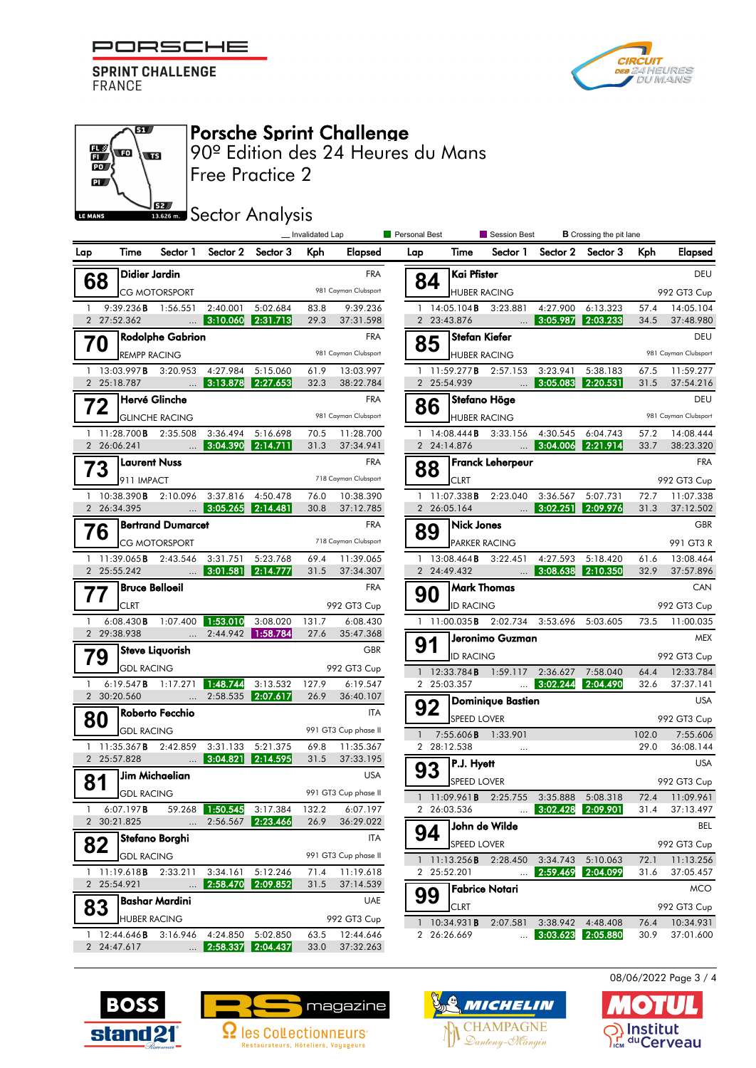# Porsche Sprint Challenge

90º Edition des 24 Heures du Mans

Free Practice 2

## Sector Analysis

_ Invalidated Lap | Personal Best | Session Best | **B** Crossing the pit lane

| Lap | Time | Sector 1 | Sector 2 | Sector 3 | Kph | Elapsed |
|---|---|---|---|---|---|---|
| **68** | **Didier Jardin** | CG MOTORSPORT | FRA | 981 Cayman Clubsport | | |
| 1 | 9:39.236**B** | 1:56.551 | 2:40.001 | 5:02.684 | 83.8 | 9:39.236 |
| 2 | 27:52.362 | ... | 3:10.060 | 2:31.713 | 29.3 | 37:31.598 |
| **70** | **Rodolphe Gabrion** | REMPP RACING | FRA | 981 Cayman Clubsport | | |
| 1 | 13:03.997**B** | 3:20.953 | 4:27.984 | 5:15.060 | 61.9 | 13:03.997 |
| 2 | 25:18.787 | ... | 3:13.878 | 2:27.653 | 32.3 | 38:22.784 |
| **72** | **Hervé Glinche** | GLINCHE RACING | FRA | 981 Cayman Clubsport | | |
| 1 | 11:28.700**B** | 2:35.508 | 3:36.494 | 5:16.698 | 70.5 | 11:28.700 |
| 2 | 26:06.241 | ... | 3:04.390 | 2:14.711 | 31.3 | 37:34.941 |
| **73** | **Laurent Nuss** | 911 IMPACT | FRA | 718 Cayman Clubsport | | |
| 1 | 10:38.390**B** | 2:10.096 | 3:37.816 | 4:50.478 | 76.0 | 10:38.390 |
| 2 | 26:34.395 | ... | 3:05.265 | 2:14.481 | 30.8 | 37:12.785 |
| **76** | **Bertrand Dumarcet** | CG MOTORSPORT | FRA | 718 Cayman Clubsport | | |
| 1 | 11:39.065**B** | 2:43.546 | 3:31.751 | 5:23.768 | 69.4 | 11:39.065 |
| 2 | 25:55.242 | ... | 3:01.581 | 2:14.777 | 31.5 | 37:34.307 |
| **77** | **Bruce Belloeil** | CLRT | FRA | 992 GT3 Cup | | |
| 1 | 6:08.430**B** | 1:07.400 | 1:53.010 | 3:08.020 | 131.7 | 6:08.430 |
| 2 | 29:38.938 | ... | 2:44.942 | 1:58.784 | 27.6 | 35:47.368 |
| **79** | **Steve Liquorish** | GDL RACING | GBR | 992 GT3 Cup | | |
| 1 | 6:19.547**B** | 1:17.271 | 1:48.744 | 3:13.532 | 127.9 | 6:19.547 |
| 2 | 30:20.560 | ... | 2:58.535 | 2:07.617 | 26.9 | 36:40.107 |
| **80** | **Roberto Fecchio** | GDL RACING | ITA | 991 GT3 Cup phase II | | |
| 1 | 11:35.367**B** | 2:42.859 | 3:31.133 | 5:21.375 | 69.8 | 11:35.367 |
| 2 | 25:57.828 | ... | 3:04.821 | 2:14.595 | 31.5 | 37:33.195 |
| **81** | **Jim Michaelian** | GDL RACING | USA | 991 GT3 Cup phase II | | |
| 1 | 6:07.197**B** | 59.268 | 1:50.545 | 3:17.384 | 132.2 | 6:07.197 |
| 2 | 30:21.825 | ... | 2:56.567 | 2:23.466 | 26.9 | 36:29.022 |
| **82** | **Stefano Borghi** | GDL RACING | ITA | 991 GT3 Cup phase II | | |
| 1 | 11:19.618**B** | 2:33.211 | 3:34.161 | 5:12.246 | 71.4 | 11:19.618 |
| 2 | 25:54.921 | ... | 2:58.470 | 2:09.852 | 31.5 | 37:14.539 |
| **83** | **Bashar Mardini** | HUBER RACING | UAE | 992 GT3 Cup | | |
| 1 | 12:44.646**B** | 3:16.946 | 4:24.850 | 5:02.850 | 63.5 | 12:44.646 |
| 2 | 24:47.617 | ... | 2:58.337 | 2:04.437 | 33.0 | 37:32.263 |
| **84** | **Kai Pfister** | HUBER RACING | DEU | 992 GT3 Cup | | |
| 1 | 14:05.104**B** | 3:23.881 | 4:27.900 | 6:13.323 | 57.4 | 14:05.104 |
| 2 | 23:43.876 | ... | 3:05.987 | 2:03.233 | 34.5 | 37:48.980 |
| **85** | **Stefan Kiefer** | HUBER RACING | DEU | 981 Cayman Clubsport | | |
| 1 | 11:59.277**B** | 2:57.153 | 3:23.941 | 5:38.183 | 67.5 | 11:59.277 |
| 2 | 25:54.939 | ... | 3:05.083 | 2:20.531 | 31.5 | 37:54.216 |
| **86** | **Stefano Höge** | HUBER RACING | DEU | 981 Cayman Clubsport | | |
| 1 | 14:08.444**B** | 3:33.156 | 4:30.545 | 6:04.743 | 57.2 | 14:08.444 |
| 2 | 24:14.876 | ... | 3:04.006 | 2:21.914 | 33.7 | 38:23.320 |
| **88** | **Franck Leherpeur** | CLRT | FRA | 992 GT3 Cup | | |
| 1 | 11:07.338**B** | 2:23.040 | 3:36.567 | 5:07.731 | 72.7 | 11:07.338 |
| 2 | 26:05.164 | ... | 3:02.251 | 2:09.976 | 31.3 | 37:12.502 |
| **89** | **Nick Jones** | PARKER RACING | GBR | 991 GT3 R | | |
| 1 | 13:08.464**B** | 3:22.451 | 4:27.593 | 5:18.420 | 61.6 | 13:08.464 |
| 2 | 24:49.432 | ... | 3:08.638 | 2:10.350 | 32.9 | 37:57.896 |
| **90** | **Mark Thomas** | ID RACING | CAN | 992 GT3 Cup | | |
| 1 | 11:00.035**B** | 2:02.734 | 3:53.696 | 5:03.605 | 73.5 | 11:00.035 |
| **91** | **Jeronimo Guzman** | ID RACING | MEX | 992 GT3 Cup | | |
| 1 | 12:33.784**B** | 1:59.117 | 2:36.627 | 7:58.040 | 64.4 | 12:33.784 |
| 2 | 25:03.357 | ... | 3:02.244 | 2:04.490 | 32.6 | 37:37.141 |
| **92** | **Dominique Bastien** | SPEED LOVER | USA | 992 GT3 Cup | | |
| 1 | 7:55.606**B** | 1:33.901 | | | 102.0 | 7:55.606 |
| 2 | 28:12.538 | ... | | | 29.0 | 36:08.144 |
| **93** | **P.J. Hyett** | SPEED LOVER | USA | 992 GT3 Cup | | |
| 1 | 11:09.961**B** | 2:25.755 | 3:35.888 | 5:08.318 | 72.4 | 11:09.961 |
| 2 | 26:03.536 | ... | 3:02.428 | 2:09.901 | 31.4 | 37:13.497 |
| **94** | **John de Wilde** | SPEED LOVER | BEL | 992 GT3 Cup | | |
| 1 | 11:13.256**B** | 2:28.450 | 3:34.743 | 5:10.063 | 72.1 | 11:13.256 |
| 2 | 25:52.201 | ... | 2:59.469 | 2:04.099 | 31.6 | 37:05.457 |
| **99** | **Fabrice Notari** | CLRT | MCO | 992 GT3 Cup | | |
| 1 | 10:34.931**B** | 2:07.581 | 3:38.942 | 4:48.408 | 76.4 | 10:34.931 |
| 2 | 26:26.669 | ... | 3:03.623 | 2:05.880 | 30.9 | 37:01.600 |

08/06/2022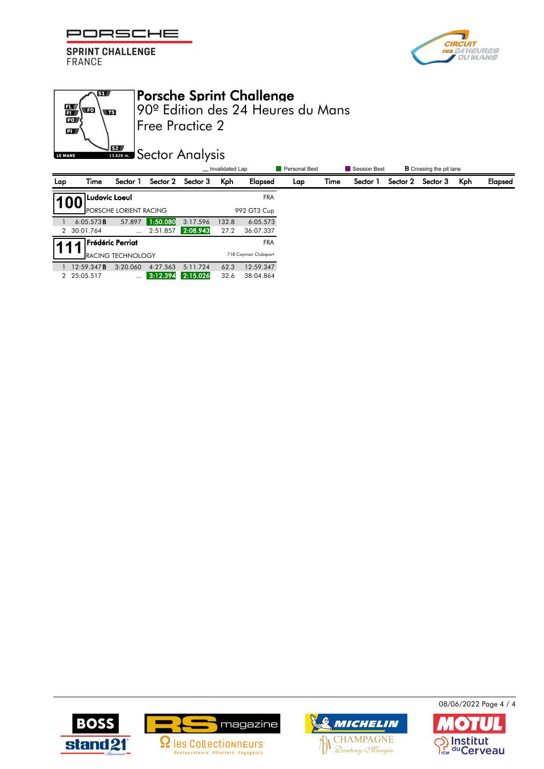PORSCHE

SPRINT CHALLENGE
FRANCE

CIRCUIT DES 24 HEURES DU MANS

LE MANS 13.626 m.

# Porsche Sprint Challenge

## 90º Edition des 24 Heures du Mans

## Free Practice 2

## Sector Analysis

__ Invalidated Lap | Personal Best | Session Best | **B** Crossing the pit lane

| Lap | Time | Sector 1 | Sector 2 | Sector 3 | Kph | Elapsed |
|---|---|---|---|---|---|---|
| **100** | **Ludovic Loeul** | | | | | FRA |
| | PORSCHE LORIENT RACING | | | | | 992 GT3 Cup |
| 1 | 6:05.573 **B** | 57.897 | 1:50.080 | 3:17.596 | 132.8 | 6:05.573 |
| 2 | 30:01.764 | ... | 2:51.857 | 2:08.943 | 27.2 | 36:07.337 |
| **111** | **Frédéric Perriat** | | | | | FRA |
| | RACING TECHNOLOGY | | | | | 718 Cayman Clubsport |
| 1 | 12:59.347 **B** | 3:20.060 | 4:27.563 | 5:11.724 | 62.3 | 12:59.347 |
| 2 | 25:05.517 | ... | 3:12.394 | 2:15.026 | 32.6 | 38:04.864 |

08/06/2022

BOSS stand21 | RS magazine les Collectionneurs Restaurateurs, Hôteliers, Voyageurs | MICHELIN CHAMPAGNE Danteny-Mangin | MOTUL Institut du Cerveau ICM